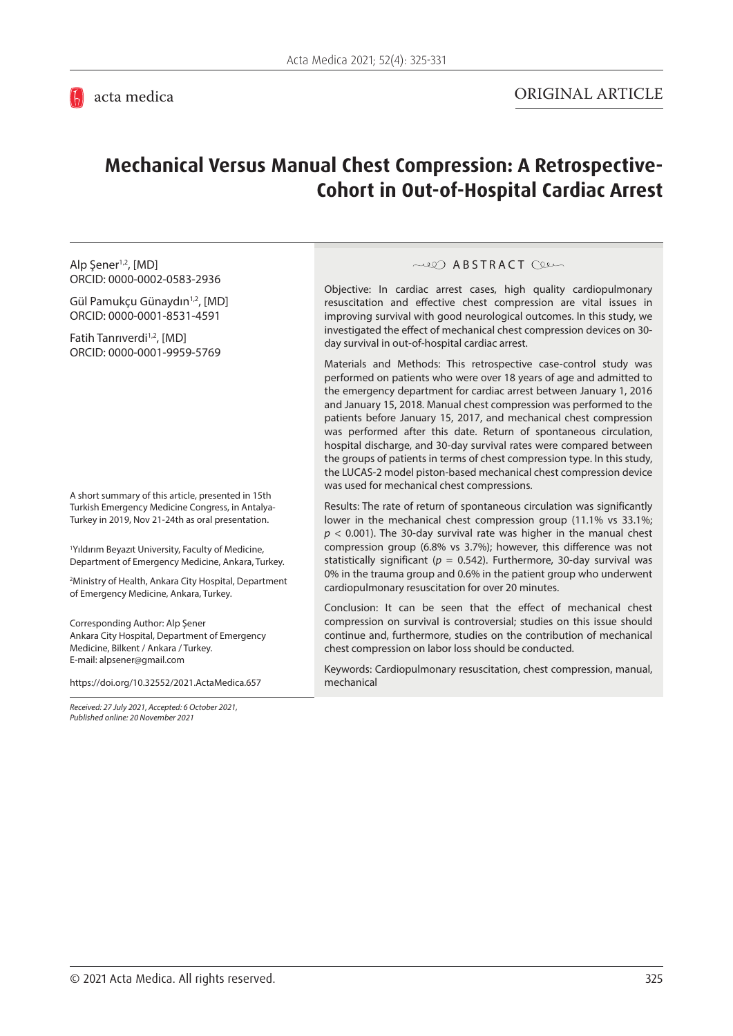ORIGINAL ARTICLE

# Mechanical Versus Manual Chest Compression: A Retrospective-Cohort in Out-of-Hospital Cardiac Arrest

Alp Şener[1,2], [MD]
ORCID: 0000-0002-0583-2936

Gül Pamukçu Günaydın[1,2], [MD]
ORCID: 0000-0001-8531-4591

Fatih Tanrıverdi[1,2], [MD]
ORCID: 0000-0001-9959-5769

A short summary of this article, presented in 15th Turkish Emergency Medicine Congress, in Antalya-Turkey in 2019, Nov 21-24th as oral presentation.

[1]Yıldırım Beyazıt University, Faculty of Medicine, Department of Emergency Medicine, Ankara, Turkey.

[2]Ministry of Health, Ankara City Hospital, Department of Emergency Medicine, Ankara, Turkey.

Corresponding Author: Alp Şener
Ankara City Hospital, Department of Emergency Medicine, Bilkent / Ankara / Turkey.
E-mail: alpsener@gmail.com

https://doi.org/10.32552/2021.ActaMedica.657

*Received: 27 July 2021, Accepted: 6 October 2021, Published online: 20 November 2021*

## ABSTRACT

Objective: In cardiac arrest cases, high quality cardiopulmonary resuscitation and effective chest compression are vital issues in improving survival with good neurological outcomes. In this study, we investigated the effect of mechanical chest compression devices on 30-day survival in out-of-hospital cardiac arrest.

Materials and Methods: This retrospective case-control study was performed on patients who were over 18 years of age and admitted to the emergency department for cardiac arrest between January 1, 2016 and January 15, 2018. Manual chest compression was performed to the patients before January 15, 2017, and mechanical chest compression was performed after this date. Return of spontaneous circulation, hospital discharge, and 30-day survival rates were compared between the groups of patients in terms of chest compression type. In this study, the LUCAS-2 model piston-based mechanical chest compression device was used for mechanical chest compressions.

Results: The rate of return of spontaneous circulation was significantly lower in the mechanical chest compression group (11.1% vs 33.1%; $p < 0.001$). The 30-day survival rate was higher in the manual chest compression group (6.8% vs 3.7%); however, this difference was not statistically significant ($p = 0.542$). Furthermore, 30-day survival was 0% in the trauma group and 0.6% in the patient group who underwent cardiopulmonary resuscitation for over 20 minutes.

Conclusion: It can be seen that the effect of mechanical chest compression on survival is controversial; studies on this issue should continue and, furthermore, studies on the contribution of mechanical chest compression on labor loss should be conducted.

Keywords: Cardiopulmonary resuscitation, chest compression, manual, mechanical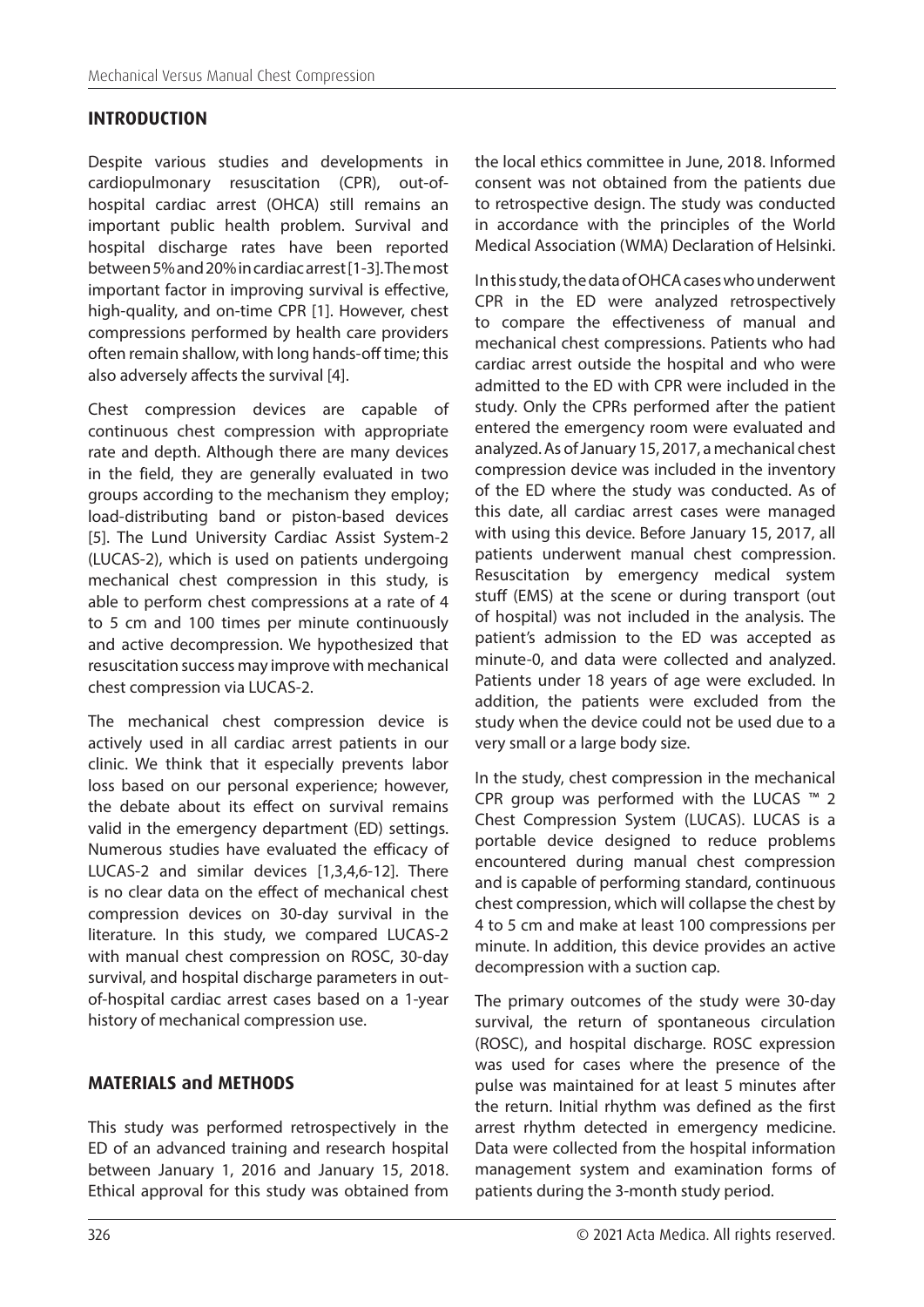## INTRODUCTION

Despite various studies and developments in cardiopulmonary resuscitation (CPR), out-of-hospital cardiac arrest (OHCA) still remains an important public health problem. Survival and hospital discharge rates have been reported between 5% and 20% in cardiac arrest [1-3]. The most important factor in improving survival is effective, high-quality, and on-time CPR [1]. However, chest compressions performed by health care providers often remain shallow, with long hands-off time; this also adversely affects the survival [4].

Chest compression devices are capable of continuous chest compression with appropriate rate and depth. Although there are many devices in the field, they are generally evaluated in two groups according to the mechanism they employ; load-distributing band or piston-based devices [5]. The Lund University Cardiac Assist System-2 (LUCAS-2), which is used on patients undergoing mechanical chest compression in this study, is able to perform chest compressions at a rate of 4 to 5 cm and 100 times per minute continuously and active decompression. We hypothesized that resuscitation success may improve with mechanical chest compression via LUCAS-2.

The mechanical chest compression device is actively used in all cardiac arrest patients in our clinic. We think that it especially prevents labor loss based on our personal experience; however, the debate about its effect on survival remains valid in the emergency department (ED) settings. Numerous studies have evaluated the efficacy of LUCAS-2 and similar devices [1,3,4,6-12]. There is no clear data on the effect of mechanical chest compression devices on 30-day survival in the literature. In this study, we compared LUCAS-2 with manual chest compression on ROSC, 30-day survival, and hospital discharge parameters in out-of-hospital cardiac arrest cases based on a 1-year history of mechanical compression use.

## MATERIALS and METHODS

This study was performed retrospectively in the ED of an advanced training and research hospital between January 1, 2016 and January 15, 2018. Ethical approval for this study was obtained from the local ethics committee in June, 2018. Informed consent was not obtained from the patients due to retrospective design. The study was conducted in accordance with the principles of the World Medical Association (WMA) Declaration of Helsinki.

In this study, the data of OHCA cases who underwent CPR in the ED were analyzed retrospectively to compare the effectiveness of manual and mechanical chest compressions. Patients who had cardiac arrest outside the hospital and who were admitted to the ED with CPR were included in the study. Only the CPRs performed after the patient entered the emergency room were evaluated and analyzed. As of January 15, 2017, a mechanical chest compression device was included in the inventory of the ED where the study was conducted. As of this date, all cardiac arrest cases were managed with using this device. Before January 15, 2017, all patients underwent manual chest compression. Resuscitation by emergency medical system stuff (EMS) at the scene or during transport (out of hospital) was not included in the analysis. The patient's admission to the ED was accepted as minute-0, and data were collected and analyzed. Patients under 18 years of age were excluded. In addition, the patients were excluded from the study when the device could not be used due to a very small or a large body size.

In the study, chest compression in the mechanical CPR group was performed with the LUCAS ™ 2 Chest Compression System (LUCAS). LUCAS is a portable device designed to reduce problems encountered during manual chest compression and is capable of performing standard, continuous chest compression, which will collapse the chest by 4 to 5 cm and make at least 100 compressions per minute. In addition, this device provides an active decompression with a suction cap.

The primary outcomes of the study were 30-day survival, the return of spontaneous circulation (ROSC), and hospital discharge. ROSC expression was used for cases where the presence of the pulse was maintained for at least 5 minutes after the return. Initial rhythm was defined as the first arrest rhythm detected in emergency medicine. Data were collected from the hospital information management system and examination forms of patients during the 3-month study period.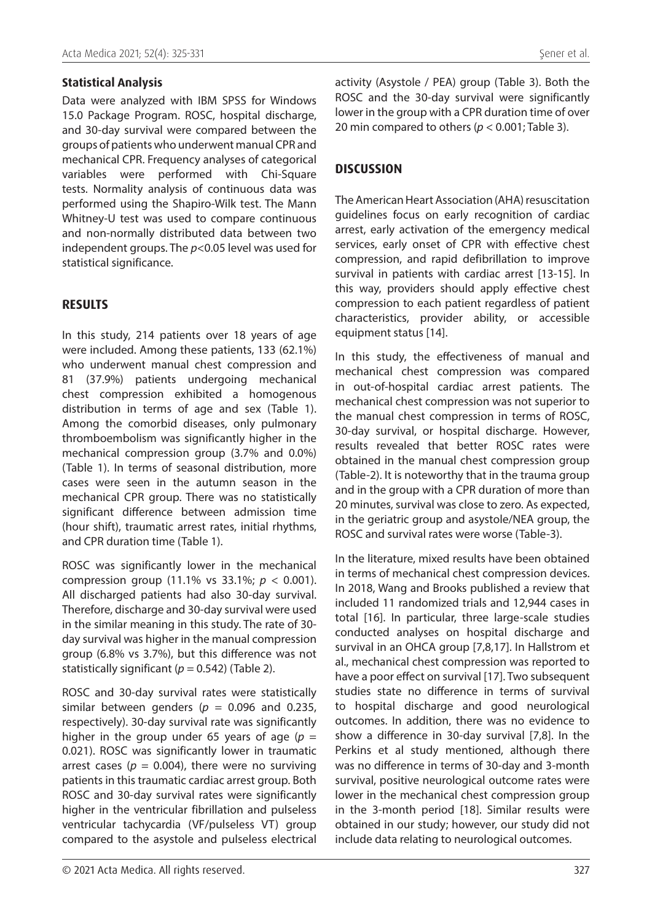### Statistical Analysis

Data were analyzed with IBM SPSS for Windows 15.0 Package Program. ROSC, hospital discharge, and 30-day survival were compared between the groups of patients who underwent manual CPR and mechanical CPR. Frequency analyses of categorical variables were performed with Chi-Square tests. Normality analysis of continuous data was performed using the Shapiro-Wilk test. The Mann Whitney-U test was used to compare continuous and non-normally distributed data between two independent groups. The $p<0.05$ level was used for statistical significance.

## RESULTS

In this study, 214 patients over 18 years of age were included. Among these patients, 133 (62.1%) who underwent manual chest compression and 81 (37.9%) patients undergoing mechanical chest compression exhibited a homogenous distribution in terms of age and sex (Table 1). Among the comorbid diseases, only pulmonary thromboembolism was significantly higher in the mechanical compression group (3.7% and 0.0%) (Table 1). In terms of seasonal distribution, more cases were seen in the autumn season in the mechanical CPR group. There was no statistically significant difference between admission time (hour shift), traumatic arrest rates, initial rhythms, and CPR duration time (Table 1).

ROSC was significantly lower in the mechanical compression group (11.1% vs 33.1%; $p < 0.001$). All discharged patients had also 30-day survival. Therefore, discharge and 30-day survival were used in the similar meaning in this study. The rate of 30-day survival was higher in the manual compression group (6.8% vs 3.7%), but this difference was not statistically significant ($p = 0.542$) (Table 2).

ROSC and 30-day survival rates were statistically similar between genders ($p = 0.096$ and 0.235, respectively). 30-day survival rate was significantly higher in the group under 65 years of age ($p = 0.021$). ROSC was significantly lower in traumatic arrest cases ($p = 0.004$), there were no surviving patients in this traumatic cardiac arrest group. Both ROSC and 30-day survival rates were significantly higher in the ventricular fibrillation and pulseless ventricular tachycardia (VF/pulseless VT) group compared to the asystole and pulseless electrical activity (Asystole / PEA) group (Table 3). Both the ROSC and the 30-day survival were significantly lower in the group with a CPR duration time of over 20 min compared to others ($p < 0.001$; Table 3).

## DISCUSSION

The American Heart Association (AHA) resuscitation guidelines focus on early recognition of cardiac arrest, early activation of the emergency medical services, early onset of CPR with effective chest compression, and rapid defibrillation to improve survival in patients with cardiac arrest [13-15]. In this way, providers should apply effective chest compression to each patient regardless of patient characteristics, provider ability, or accessible equipment status [14].

In this study, the effectiveness of manual and mechanical chest compression was compared in out-of-hospital cardiac arrest patients. The mechanical chest compression was not superior to the manual chest compression in terms of ROSC, 30-day survival, or hospital discharge. However, results revealed that better ROSC rates were obtained in the manual chest compression group (Table-2). It is noteworthy that in the trauma group and in the group with a CPR duration of more than 20 minutes, survival was close to zero. As expected, in the geriatric group and asystole/NEA group, the ROSC and survival rates were worse (Table-3).

In the literature, mixed results have been obtained in terms of mechanical chest compression devices. In 2018, Wang and Brooks published a review that included 11 randomized trials and 12,944 cases in total [16]. In particular, three large-scale studies conducted analyses on hospital discharge and survival in an OHCA group [7,8,17]. In Hallstrom et al., mechanical chest compression was reported to have a poor effect on survival [17]. Two subsequent studies state no difference in terms of survival to hospital discharge and good neurological outcomes. In addition, there was no evidence to show a difference in 30-day survival [7,8]. In the Perkins et al study mentioned, although there was no difference in terms of 30-day and 3-month survival, positive neurological outcome rates were lower in the mechanical chest compression group in the 3-month period [18]. Similar results were obtained in our study; however, our study did not include data relating to neurological outcomes.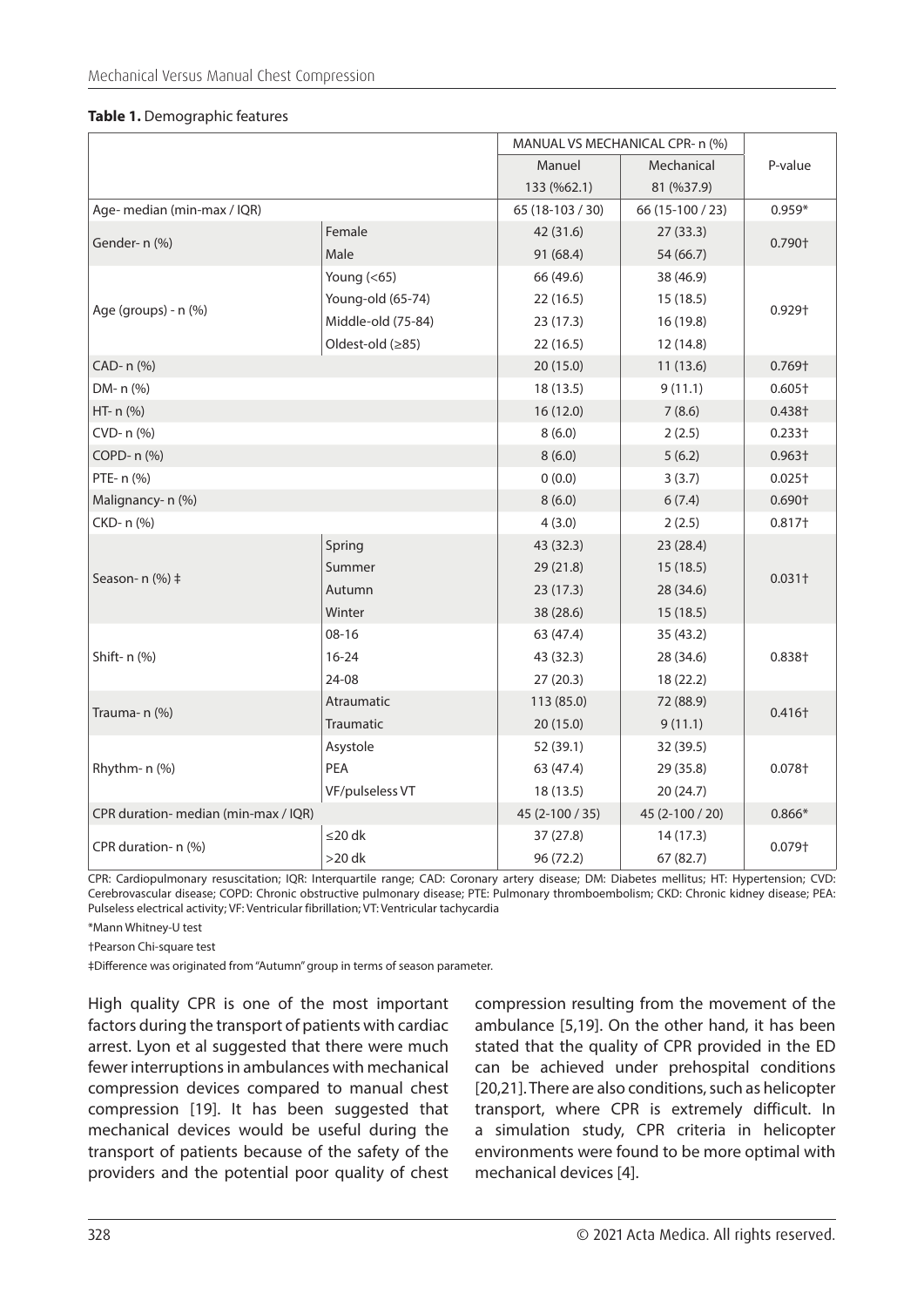**Table 1.** Demographic features

| | | MANUAL VS MECHANICAL CPR- n (%) | | P-value |
|---|---|---|---|---|
| | | Manuel | Mechanical | |
| | | 133 (%62.1) | 81 (%37.9) | |
| Age- median (min-max / IQR) | | 65 (18-103 / 30) | 66 (15-100 / 23) | 0.959* |
| Gender- n (%) | Female | 42 (31.6) | 27 (33.3) | 0.790† |
| | Male | 91 (68.4) | 54 (66.7) | |
| Age (groups) - n (%) | Young (<65) | 66 (49.6) | 38 (46.9) | 0.929† |
| | Young-old (65-74) | 22 (16.5) | 15 (18.5) | |
| | Middle-old (75-84) | 23 (17.3) | 16 (19.8) | |
| | Oldest-old (≥85) | 22 (16.5) | 12 (14.8) | |
| CAD- n (%) | | 20 (15.0) | 11 (13.6) | 0.769† |
| DM- n (%) | | 18 (13.5) | 9 (11.1) | 0.605† |
| HT- n (%) | | 16 (12.0) | 7 (8.6) | 0.438† |
| CVD- n (%) | | 8 (6.0) | 2 (2.5) | 0.233† |
| COPD- n (%) | | 8 (6.0) | 5 (6.2) | 0.963† |
| PTE- n (%) | | 0 (0.0) | 3 (3.7) | 0.025† |
| Malignancy- n (%) | | 8 (6.0) | 6 (7.4) | 0.690† |
| CKD- n (%) | | 4 (3.0) | 2 (2.5) | 0.817† |
| Season- n (%) ‡ | Spring | 43 (32.3) | 23 (28.4) | 0.031† |
| | Summer | 29 (21.8) | 15 (18.5) | |
| | Autumn | 23 (17.3) | 28 (34.6) | |
| | Winter | 38 (28.6) | 15 (18.5) | |
| Shift- n (%) | 08-16 | 63 (47.4) | 35 (43.2) | 0.838† |
| | 16-24 | 43 (32.3) | 28 (34.6) | |
| | 24-08 | 27 (20.3) | 18 (22.2) | |
| Trauma- n (%) | Atraumatic | 113 (85.0) | 72 (88.9) | 0.416† |
| | Traumatic | 20 (15.0) | 9 (11.1) | |
| Rhythm- n (%) | Asystole | 52 (39.1) | 32 (39.5) | 0.078† |
| | PEA | 63 (47.4) | 29 (35.8) | |
| | VF/pulseless VT | 18 (13.5) | 20 (24.7) | |
| CPR duration- median (min-max / IQR) | | 45 (2-100 / 35) | 45 (2-100 / 20) | 0.866* |
| CPR duration- n (%) | ≤20 dk | 37 (27.8) | 14 (17.3) | 0.079† |
| | >20 dk | 96 (72.2) | 67 (82.7) | |

CPR: Cardiopulmonary resuscitation; IQR: Interquartile range; CAD: Coronary artery disease; DM: Diabetes mellitus; HT: Hypertension; CVD: Cerebrovascular disease; COPD: Chronic obstructive pulmonary disease; PTE: Pulmonary thromboembolism; CKD: Chronic kidney disease; PEA: Pulseless electrical activity; VF: Ventricular fibrillation; VT: Ventricular tachycardia

*Mann Whitney-U test

†Pearson Chi-square test

‡Difference was originated from "Autumn" group in terms of season parameter.

High quality CPR is one of the most important factors during the transport of patients with cardiac arrest. Lyon et al suggested that there were much fewer interruptions in ambulances with mechanical compression devices compared to manual chest compression [19]. It has been suggested that mechanical devices would be useful during the transport of patients because of the safety of the providers and the potential poor quality of chest compression resulting from the movement of the ambulance [5,19]. On the other hand, it has been stated that the quality of CPR provided in the ED can be achieved under prehospital conditions [20,21]. There are also conditions, such as helicopter transport, where CPR is extremely difficult. In a simulation study, CPR criteria in helicopter environments were found to be more optimal with mechanical devices [4].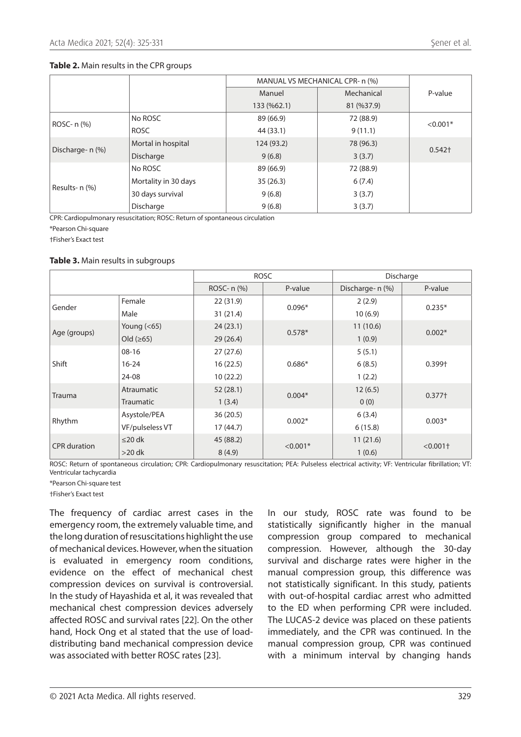**Table 2.** Main results in the CPR groups

| | | MANUAL VS MECHANICAL CPR- n (%) | | P-value |
|---|---|---|---|---|
| | | Manuel | Mechanical | |
| | | 133 (%62.1) | 81 (%37.9) | |
| ROSC- n (%) | No ROSC | 89 (66.9) | 72 (88.9) | <0.001* |
| | ROSC | 44 (33.1) | 9 (11.1) | |
| Discharge- n (%) | Mortal in hospital | 124 (93.2) | 78 (96.3) | 0.542† |
| | Discharge | 9 (6.8) | 3 (3.7) | |
| Results- n (%) | No ROSC | 89 (66.9) | 72 (88.9) | |
| | Mortality in 30 days | 35 (26.3) | 6 (7.4) | |
| | 30 days survival | 9 (6.8) | 3 (3.7) | |
| | Discharge | 9 (6.8) | 3 (3.7) | |

CPR: Cardiopulmonary resuscitation; ROSC: Return of spontaneous circulation

*Pearson Chi-square

†Fisher's Exact test

**Table 3.** Main results in subgroups

| | | ROSC | | Discharge | |
|---|---|---|---|---|---|
| | | ROSC- n (%) | P-value | Discharge- n (%) | P-value |
| Gender | Female | 22 (31.9) | 0.096* | 2 (2.9) | 0.235* |
| | Male | 31 (21.4) | | 10 (6.9) | |
| Age (groups) | Young (<65) | 24 (23.1) | 0.578* | 11 (10.6) | 0.002* |
| | Old (≥65) | 29 (26.4) | | 1 (0.9) | |
| Shift | 08-16 | 27 (27.6) | 0.686* | 5 (5.1) | 0.399† |
| | 16-24 | 16 (22.5) | | 6 (8.5) | |
| | 24-08 | 10 (22.2) | | 1 (2.2) | |
| Trauma | Atraumatic | 52 (28.1) | 0.004* | 12 (6.5) | 0.377† |
| | Traumatic | 1 (3.4) | | 0 (0) | |
| Rhythm | Asystole/PEA | 36 (20.5) | 0.002* | 6 (3.4) | 0.003* |
| | VF/pulseless VT | 17 (44.7) | | 6 (15.8) | |
| CPR duration | ≤20 dk | 45 (88.2) | <0.001* | 11 (21.6) | <0.001† |
| | >20 dk | 8 (4.9) | | 1 (0.6) | |

ROSC: Return of spontaneous circulation; CPR: Cardiopulmonary resuscitation; PEA: Pulseless electrical activity; VF: Ventricular fibrillation; VT: Ventricular tachycardia

*Pearson Chi-square test

†Fisher's Exact test

The frequency of cardiac arrest cases in the emergency room, the extremely valuable time, and the long duration of resuscitations highlight the use of mechanical devices. However, when the situation is evaluated in emergency room conditions, evidence on the effect of mechanical chest compression devices on survival is controversial. In the study of Hayashida et al, it was revealed that mechanical chest compression devices adversely affected ROSC and survival rates [22]. On the other hand, Hock Ong et al stated that the use of load-distributing band mechanical compression device was associated with better ROSC rates [23].

In our study, ROSC rate was found to be statistically significantly higher in the manual compression group compared to mechanical compression. However, although the 30-day survival and discharge rates were higher in the manual compression group, this difference was not statistically significant. In this study, patients with out-of-hospital cardiac arrest who admitted to the ED when performing CPR were included. The LUCAS-2 device was placed on these patients immediately, and the CPR was continued. In the manual compression group, CPR was continued with a minimum interval by changing hands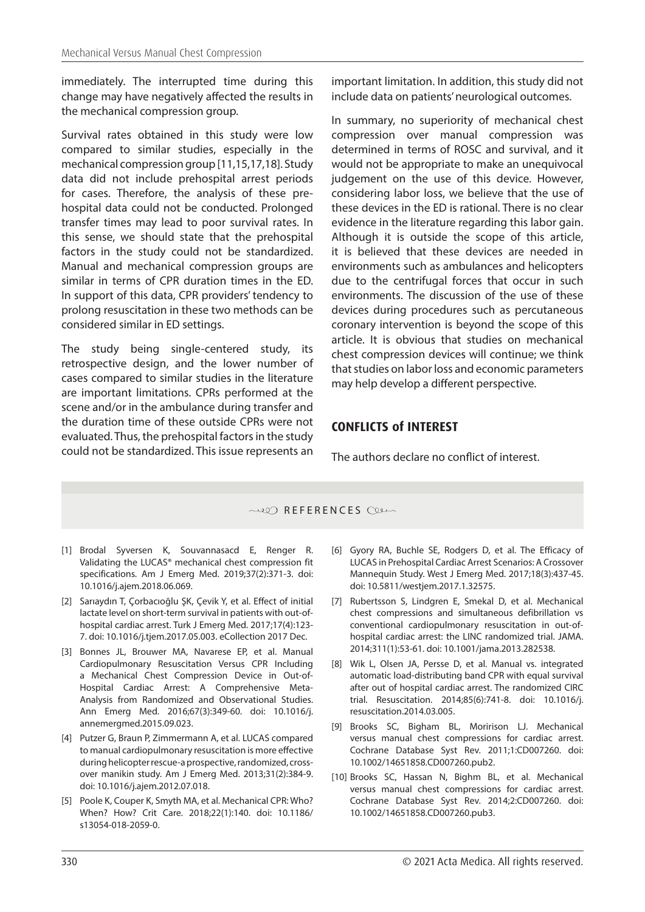immediately. The interrupted time during this change may have negatively affected the results in the mechanical compression group.

Survival rates obtained in this study were low compared to similar studies, especially in the mechanical compression group [11,15,17,18]. Study data did not include prehospital arrest periods for cases. Therefore, the analysis of these prehospital data could not be conducted. Prolonged transfer times may lead to poor survival rates. In this sense, we should state that the prehospital factors in the study could not be standardized. Manual and mechanical compression groups are similar in terms of CPR duration times in the ED. In support of this data, CPR providers' tendency to prolong resuscitation in these two methods can be considered similar in ED settings.

The study being single-centered study, its retrospective design, and the lower number of cases compared to similar studies in the literature are important limitations. CPRs performed at the scene and/or in the ambulance during transfer and the duration time of these outside CPRs were not evaluated. Thus, the prehospital factors in the study could not be standardized. This issue represents an important limitation. In addition, this study did not include data on patients' neurological outcomes.

In summary, no superiority of mechanical chest compression over manual compression was determined in terms of ROSC and survival, and it would not be appropriate to make an unequivocal judgement on the use of this device. However, considering labor loss, we believe that the use of these devices in the ED is rational. There is no clear evidence in the literature regarding this labor gain. Although it is outside the scope of this article, it is believed that these devices are needed in environments such as ambulances and helicopters due to the centrifugal forces that occur in such environments. The discussion of the use of these devices during procedures such as percutaneous coronary intervention is beyond the scope of this article. It is obvious that studies on mechanical chest compression devices will continue; we think that studies on labor loss and economic parameters may help develop a different perspective.

## CONFLICTS of INTEREST

The authors declare no conflict of interest.

## REFERENCES

[1] Brodal Syversen K, Souvannasacd E, Renger R. Validating the LUCAS® mechanical chest compression fit specifications. Am J Emerg Med. 2019;37(2):371-3. doi: 10.1016/j.ajem.2018.06.069.

[2] Sarıaydın T, Çorbacıoğlu ŞK, Çevik Y, et al. Effect of initial lactate level on short-term survival in patients with out-of-hospital cardiac arrest. Turk J Emerg Med. 2017;17(4):123-7. doi: 10.1016/j.tjem.2017.05.003. eCollection 2017 Dec.

[3] Bonnes JL, Brouwer MA, Navarese EP, et al. Manual Cardiopulmonary Resuscitation Versus CPR Including a Mechanical Chest Compression Device in Out-of-Hospital Cardiac Arrest: A Comprehensive Meta-Analysis from Randomized and Observational Studies. Ann Emerg Med. 2016;67(3):349-60. doi: 10.1016/j.annemergmed.2015.09.023.

[4] Putzer G, Braun P, Zimmermann A, et al. LUCAS compared to manual cardiopulmonary resuscitation is more effective during helicopter rescue-a prospective, randomized, cross-over manikin study. Am J Emerg Med. 2013;31(2):384-9. doi: 10.1016/j.ajem.2012.07.018.

[5] Poole K, Couper K, Smyth MA, et al. Mechanical CPR: Who? When? How? Crit Care. 2018;22(1):140. doi: 10.1186/s13054-018-2059-0.

[6] Gyory RA, Buchle SE, Rodgers D, et al. The Efficacy of LUCAS in Prehospital Cardiac Arrest Scenarios: A Crossover Mannequin Study. West J Emerg Med. 2017;18(3):437-45. doi: 10.5811/westjem.2017.1.32575.

[7] Rubertsson S, Lindgren E, Smekal D, et al. Mechanical chest compressions and simultaneous defibrillation vs conventional cardiopulmonary resuscitation in out-of-hospital cardiac arrest: the LINC randomized trial. JAMA. 2014;311(1):53-61. doi: 10.1001/jama.2013.282538.

[8] Wik L, Olsen JA, Persse D, et al. Manual vs. integrated automatic load-distributing band CPR with equal survival after out of hospital cardiac arrest. The randomized CIRC trial. Resuscitation. 2014;85(6):741-8. doi: 10.1016/j.resuscitation.2014.03.005.

[9] Brooks SC, Bigham BL, Moririson LJ. Mechanical versus manual chest compressions for cardiac arrest. Cochrane Database Syst Rev. 2011;1:CD007260. doi: 10.1002/14651858.CD007260.pub2.

[10] Brooks SC, Hassan N, Bighm BL, et al. Mechanical versus manual chest compressions for cardiac arrest. Cochrane Database Syst Rev. 2014;2:CD007260. doi: 10.1002/14651858.CD007260.pub3.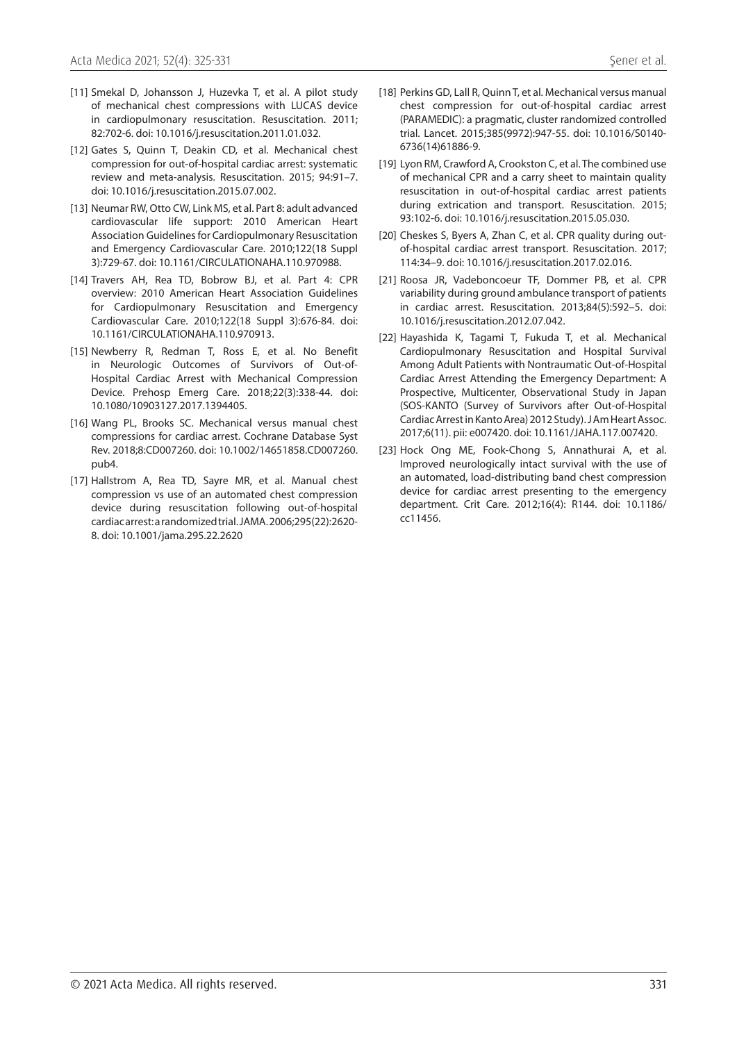[11] Smekal D, Johansson J, Huzevka T, et al. A pilot study of mechanical chest compressions with LUCAS device in cardiopulmonary resuscitation. Resuscitation. 2011; 82:702-6. doi: 10.1016/j.resuscitation.2011.01.032.

[12] Gates S, Quinn T, Deakin CD, et al. Mechanical chest compression for out-of-hospital cardiac arrest: systematic review and meta-analysis. Resuscitation. 2015; 94:91–7. doi: 10.1016/j.resuscitation.2015.07.002.

[13] Neumar RW, Otto CW, Link MS, et al. Part 8: adult advanced cardiovascular life support: 2010 American Heart Association Guidelines for Cardiopulmonary Resuscitation and Emergency Cardiovascular Care. 2010;122(18 Suppl 3):729-67. doi: 10.1161/CIRCULATIONAHA.110.970988.

[14] Travers AH, Rea TD, Bobrow BJ, et al. Part 4: CPR overview: 2010 American Heart Association Guidelines for Cardiopulmonary Resuscitation and Emergency Cardiovascular Care. 2010;122(18 Suppl 3):676-84. doi: 10.1161/CIRCULATIONAHA.110.970913.

[15] Newberry R, Redman T, Ross E, et al. No Benefit in Neurologic Outcomes of Survivors of Out-of-Hospital Cardiac Arrest with Mechanical Compression Device. Prehosp Emerg Care. 2018;22(3):338-44. doi: 10.1080/10903127.2017.1394405.

[16] Wang PL, Brooks SC. Mechanical versus manual chest compressions for cardiac arrest. Cochrane Database Syst Rev. 2018;8:CD007260. doi: 10.1002/14651858.CD007260.pub4.

[17] Hallstrom A, Rea TD, Sayre MR, et al. Manual chest compression vs use of an automated chest compression device during resuscitation following out-of-hospital cardiac arrest: a randomized trial. JAMA. 2006;295(22):2620-8. doi: 10.1001/jama.295.22.2620

[18] Perkins GD, Lall R, Quinn T, et al. Mechanical versus manual chest compression for out-of-hospital cardiac arrest (PARAMEDIC): a pragmatic, cluster randomized controlled trial. Lancet. 2015;385(9972):947-55. doi: 10.1016/S0140-6736(14)61886-9.

[19] Lyon RM, Crawford A, Crookston C, et al. The combined use of mechanical CPR and a carry sheet to maintain quality resuscitation in out-of-hospital cardiac arrest patients during extrication and transport. Resuscitation. 2015; 93:102-6. doi: 10.1016/j.resuscitation.2015.05.030.

[20] Cheskes S, Byers A, Zhan C, et al. CPR quality during out-of-hospital cardiac arrest transport. Resuscitation. 2017; 114:34–9. doi: 10.1016/j.resuscitation.2017.02.016.

[21] Roosa JR, Vadeboncoeur TF, Dommer PB, et al. CPR variability during ground ambulance transport of patients in cardiac arrest. Resuscitation. 2013;84(5):592–5. doi: 10.1016/j.resuscitation.2012.07.042.

[22] Hayashida K, Tagami T, Fukuda T, et al. Mechanical Cardiopulmonary Resuscitation and Hospital Survival Among Adult Patients with Nontraumatic Out-of-Hospital Cardiac Arrest Attending the Emergency Department: A Prospective, Multicenter, Observational Study in Japan (SOS-KANTO (Survey of Survivors after Out-of-Hospital Cardiac Arrest in Kanto Area) 2012 Study). J Am Heart Assoc. 2017;6(11). pii: e007420. doi: 10.1161/JAHA.117.007420.

[23] Hock Ong ME, Fook-Chong S, Annathurai A, et al. Improved neurologically intact survival with the use of an automated, load-distributing band chest compression device for cardiac arrest presenting to the emergency department. Crit Care. 2012;16(4): R144. doi: 10.1186/cc11456.